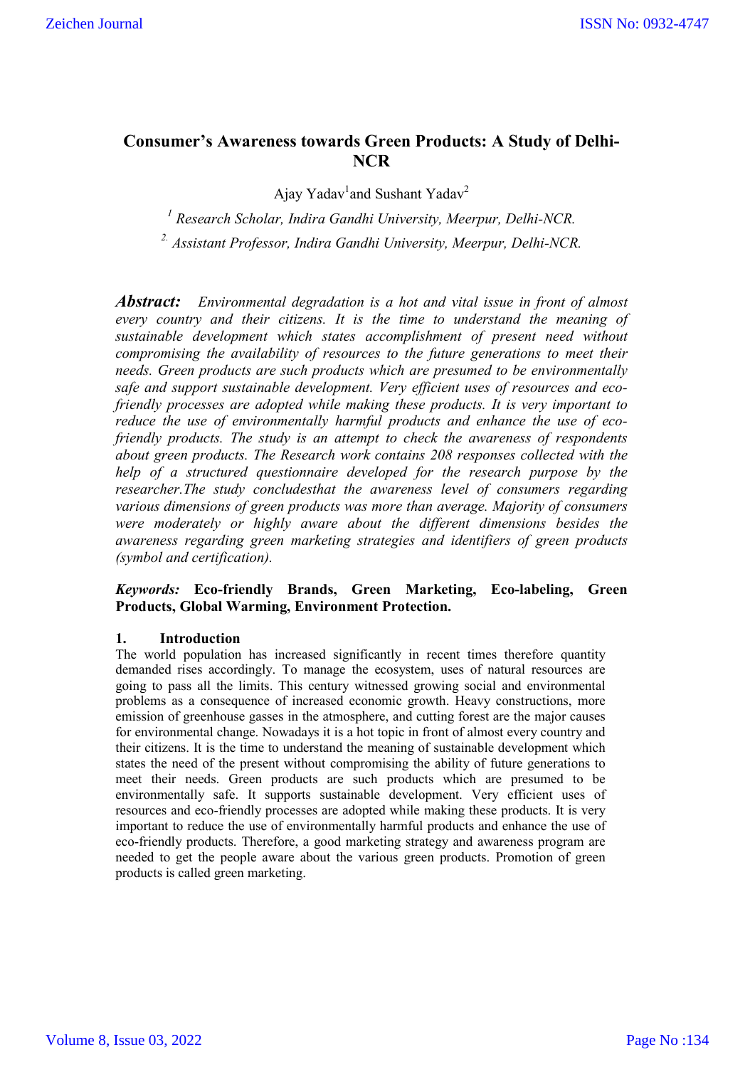# Consumer's Awareness towards Green Products: A Study of Delhi-NCR

Ajay Yadav[1] and Sushant Yadav[2]

[1] *Research Scholar, Indira Gandhi University, Meerpur, Delhi-NCR.*

[2] *Assistant Professor, Indira Gandhi University, Meerpur, Delhi-NCR.*

***Abstract:*** *Environmental degradation is a hot and vital issue in front of almost every country and their citizens. It is the time to understand the meaning of sustainable development which states accomplishment of present need without compromising the availability of resources to the future generations to meet their needs. Green products are such products which are presumed to be environmentally safe and support sustainable development. Very efficient uses of resources and eco-friendly processes are adopted while making these products. It is very important to reduce the use of environmentally harmful products and enhance the use of eco-friendly products. The study is an attempt to check the awareness of respondents about green products. The Research work contains 208 responses collected with the help of a structured questionnaire developed for the research purpose by the researcher.The study concludesthat the awareness level of consumers regarding various dimensions of green products was more than average. Majority of consumers were moderately or highly aware about the different dimensions besides the awareness regarding green marketing strategies and identifiers of green products (symbol and certification).*

***Keywords:*** **Eco-friendly Brands, Green Marketing, Eco-labeling, Green Products, Global Warming, Environment Protection.**

## 1. Introduction

The world population has increased significantly in recent times therefore quantity demanded rises accordingly. To manage the ecosystem, uses of natural resources are going to pass all the limits. This century witnessed growing social and environmental problems as a consequence of increased economic growth. Heavy constructions, more emission of greenhouse gasses in the atmosphere, and cutting forest are the major causes for environmental change. Nowadays it is a hot topic in front of almost every country and their citizens. It is the time to understand the meaning of sustainable development which states the need of the present without compromising the ability of future generations to meet their needs. Green products are such products which are presumed to be environmentally safe. It supports sustainable development. Very efficient uses of resources and eco-friendly processes are adopted while making these products. It is very important to reduce the use of environmentally harmful products and enhance the use of eco-friendly products. Therefore, a good marketing strategy and awareness program are needed to get the people aware about the various green products. Promotion of green products is called green marketing.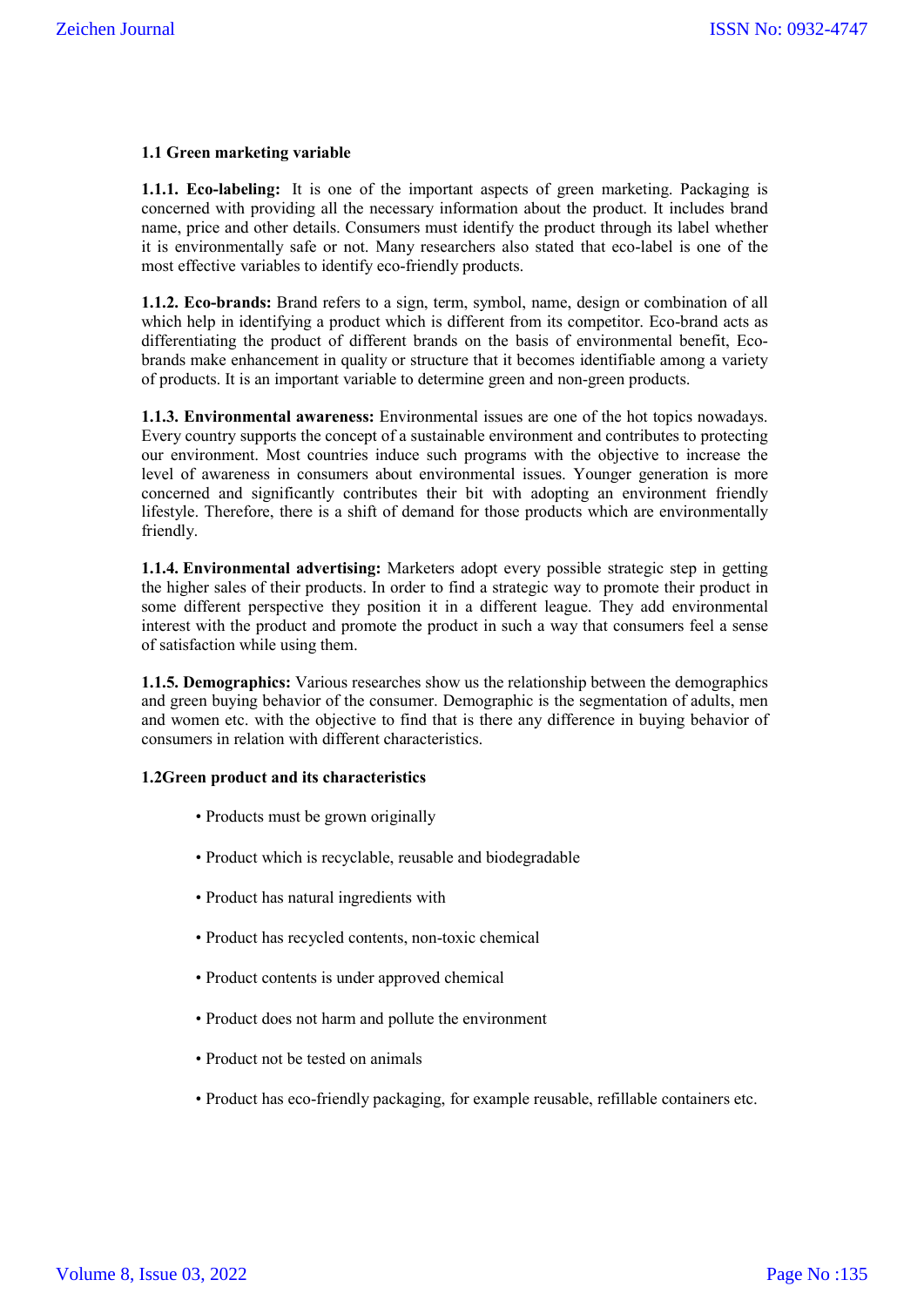### 1.1 Green marketing variable

**1.1.1. Eco-labeling:** It is one of the important aspects of green marketing. Packaging is concerned with providing all the necessary information about the product. It includes brand name, price and other details. Consumers must identify the product through its label whether it is environmentally safe or not. Many researchers also stated that eco-label is one of the most effective variables to identify eco-friendly products.

**1.1.2. Eco-brands:** Brand refers to a sign, term, symbol, name, design or combination of all which help in identifying a product which is different from its competitor. Eco-brand acts as differentiating the product of different brands on the basis of environmental benefit, Eco-brands make enhancement in quality or structure that it becomes identifiable among a variety of products. It is an important variable to determine green and non-green products.

**1.1.3. Environmental awareness:** Environmental issues are one of the hot topics nowadays. Every country supports the concept of a sustainable environment and contributes to protecting our environment. Most countries induce such programs with the objective to increase the level of awareness in consumers about environmental issues. Younger generation is more concerned and significantly contributes their bit with adopting an environment friendly lifestyle. Therefore, there is a shift of demand for those products which are environmentally friendly.

**1.1.4. Environmental advertising:** Marketers adopt every possible strategic step in getting the higher sales of their products. In order to find a strategic way to promote their product in some different perspective they position it in a different league. They add environmental interest with the product and promote the product in such a way that consumers feel a sense of satisfaction while using them.

**1.1.5. Demographics:** Various researches show us the relationship between the demographics and green buying behavior of the consumer. Demographic is the segmentation of adults, men and women etc. with the objective to find that is there any difference in buying behavior of consumers in relation with different characteristics.

### 1.2Green product and its characteristics

- Products must be grown originally
- Product which is recyclable, reusable and biodegradable
- Product has natural ingredients with
- Product has recycled contents, non-toxic chemical
- Product contents is under approved chemical
- Product does not harm and pollute the environment
- Product not be tested on animals
- Product has eco-friendly packaging, for example reusable, refillable containers etc.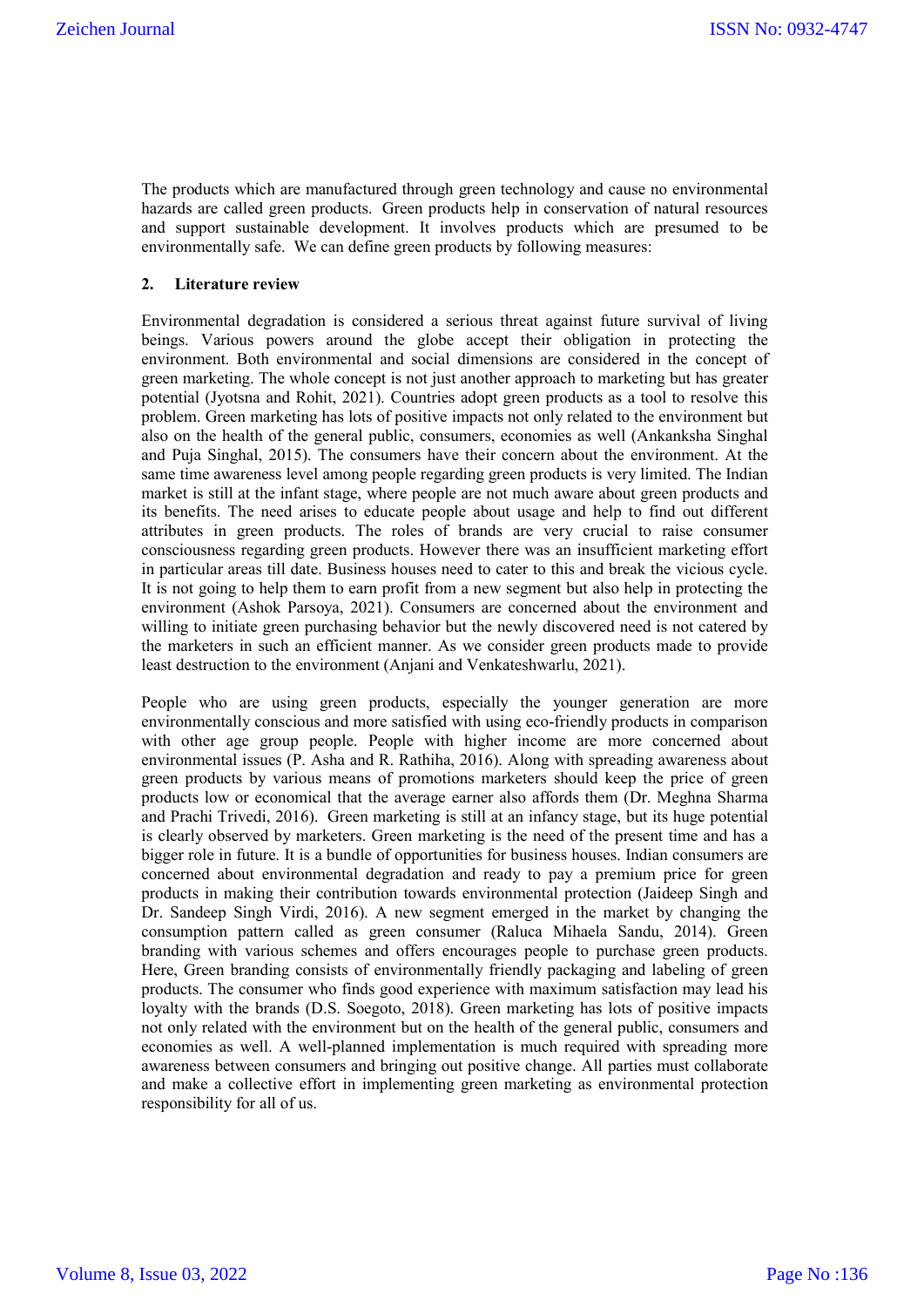The products which are manufactured through green technology and cause no environmental hazards are called green products. Green products help in conservation of natural resources and support sustainable development. It involves products which are presumed to be environmentally safe. We can define green products by following measures:

## 2. Literature review

Environmental degradation is considered a serious threat against future survival of living beings. Various powers around the globe accept their obligation in protecting the environment. Both environmental and social dimensions are considered in the concept of green marketing. The whole concept is not just another approach to marketing but has greater potential (Jyotsna and Rohit, 2021). Countries adopt green products as a tool to resolve this problem. Green marketing has lots of positive impacts not only related to the environment but also on the health of the general public, consumers, economies as well (Ankanksha Singhal and Puja Singhal, 2015). The consumers have their concern about the environment. At the same time awareness level among people regarding green products is very limited. The Indian market is still at the infant stage, where people are not much aware about green products and its benefits. The need arises to educate people about usage and help to find out different attributes in green products. The roles of brands are very crucial to raise consumer consciousness regarding green products. However there was an insufficient marketing effort in particular areas till date. Business houses need to cater to this and break the vicious cycle. It is not going to help them to earn profit from a new segment but also help in protecting the environment (Ashok Parsoya, 2021). Consumers are concerned about the environment and willing to initiate green purchasing behavior but the newly discovered need is not catered by the marketers in such an efficient manner. As we consider green products made to provide least destruction to the environment (Anjani and Venkateshwarlu, 2021).

People who are using green products, especially the younger generation are more environmentally conscious and more satisfied with using eco-friendly products in comparison with other age group people. People with higher income are more concerned about environmental issues (P. Asha and R. Rathiha, 2016). Along with spreading awareness about green products by various means of promotions marketers should keep the price of green products low or economical that the average earner also affords them (Dr. Meghna Sharma and Prachi Trivedi, 2016). Green marketing is still at an infancy stage, but its huge potential is clearly observed by marketers. Green marketing is the need of the present time and has a bigger role in future. It is a bundle of opportunities for business houses. Indian consumers are concerned about environmental degradation and ready to pay a premium price for green products in making their contribution towards environmental protection (Jaideep Singh and Dr. Sandeep Singh Virdi, 2016). A new segment emerged in the market by changing the consumption pattern called as green consumer (Raluca Mihaela Sandu, 2014). Green branding with various schemes and offers encourages people to purchase green products. Here, Green branding consists of environmentally friendly packaging and labeling of green products. The consumer who finds good experience with maximum satisfaction may lead his loyalty with the brands (D.S. Soegoto, 2018). Green marketing has lots of positive impacts not only related with the environment but on the health of the general public, consumers and economies as well. A well-planned implementation is much required with spreading more awareness between consumers and bringing out positive change. All parties must collaborate and make a collective effort in implementing green marketing as environmental protection responsibility for all of us.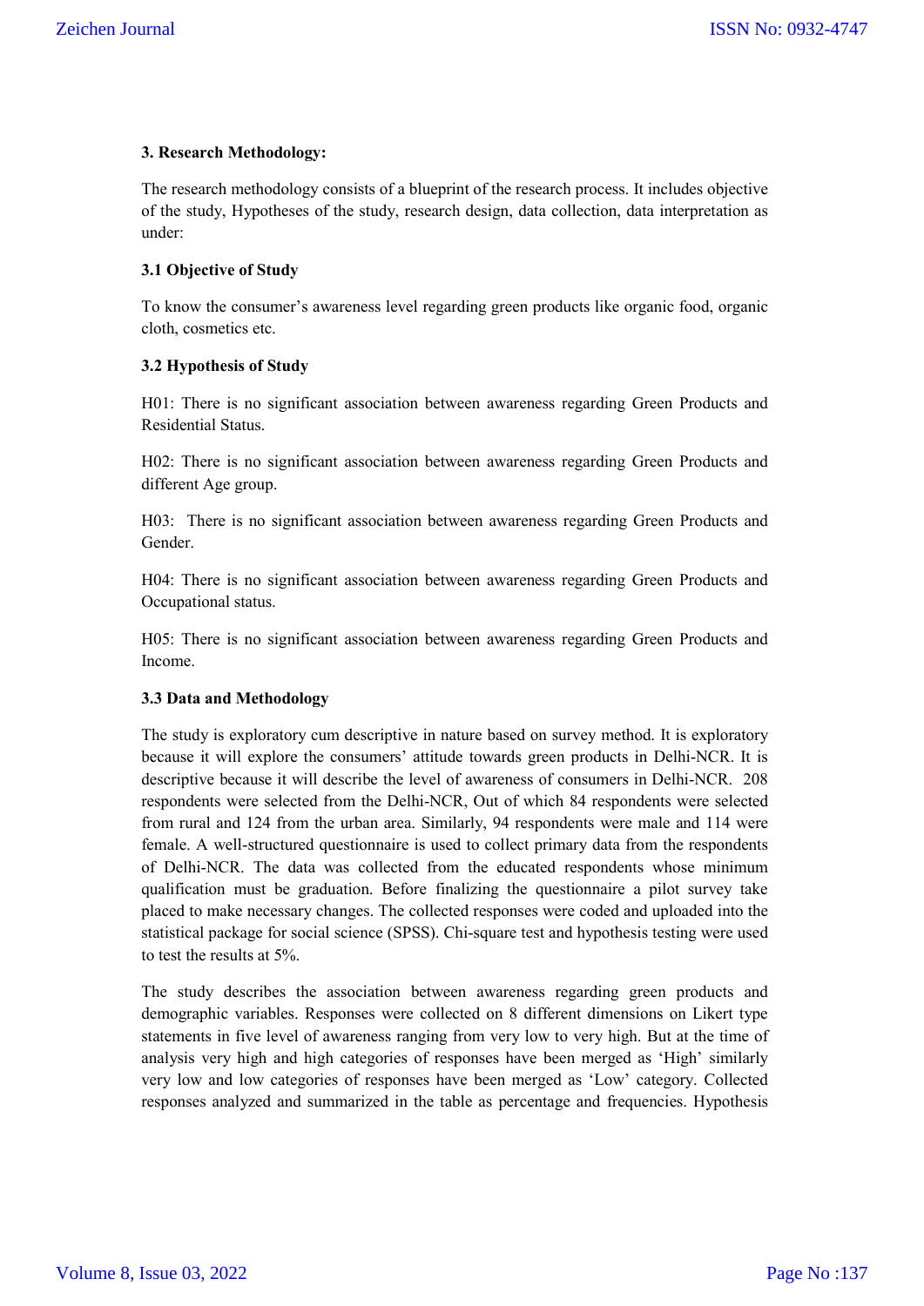## 3. Research Methodology:

The research methodology consists of a blueprint of the research process. It includes objective of the study, Hypotheses of the study, research design, data collection, data interpretation as under:

### 3.1 Objective of Study

To know the consumer's awareness level regarding green products like organic food, organic cloth, cosmetics etc.

### 3.2 Hypothesis of Study

H01: There is no significant association between awareness regarding Green Products and Residential Status.

H02: There is no significant association between awareness regarding Green Products and different Age group.

H03: There is no significant association between awareness regarding Green Products and Gender.

H04: There is no significant association between awareness regarding Green Products and Occupational status.

H05: There is no significant association between awareness regarding Green Products and Income.

### 3.3 Data and Methodology

The study is exploratory cum descriptive in nature based on survey method. It is exploratory because it will explore the consumers' attitude towards green products in Delhi-NCR. It is descriptive because it will describe the level of awareness of consumers in Delhi-NCR. 208 respondents were selected from the Delhi-NCR, Out of which 84 respondents were selected from rural and 124 from the urban area. Similarly, 94 respondents were male and 114 were female. A well-structured questionnaire is used to collect primary data from the respondents of Delhi-NCR. The data was collected from the educated respondents whose minimum qualification must be graduation. Before finalizing the questionnaire a pilot survey take placed to make necessary changes. The collected responses were coded and uploaded into the statistical package for social science (SPSS). Chi-square test and hypothesis testing were used to test the results at 5%.

The study describes the association between awareness regarding green products and demographic variables. Responses were collected on 8 different dimensions on Likert type statements in five level of awareness ranging from very low to very high. But at the time of analysis very high and high categories of responses have been merged as 'High' similarly very low and low categories of responses have been merged as 'Low' category. Collected responses analyzed and summarized in the table as percentage and frequencies. Hypothesis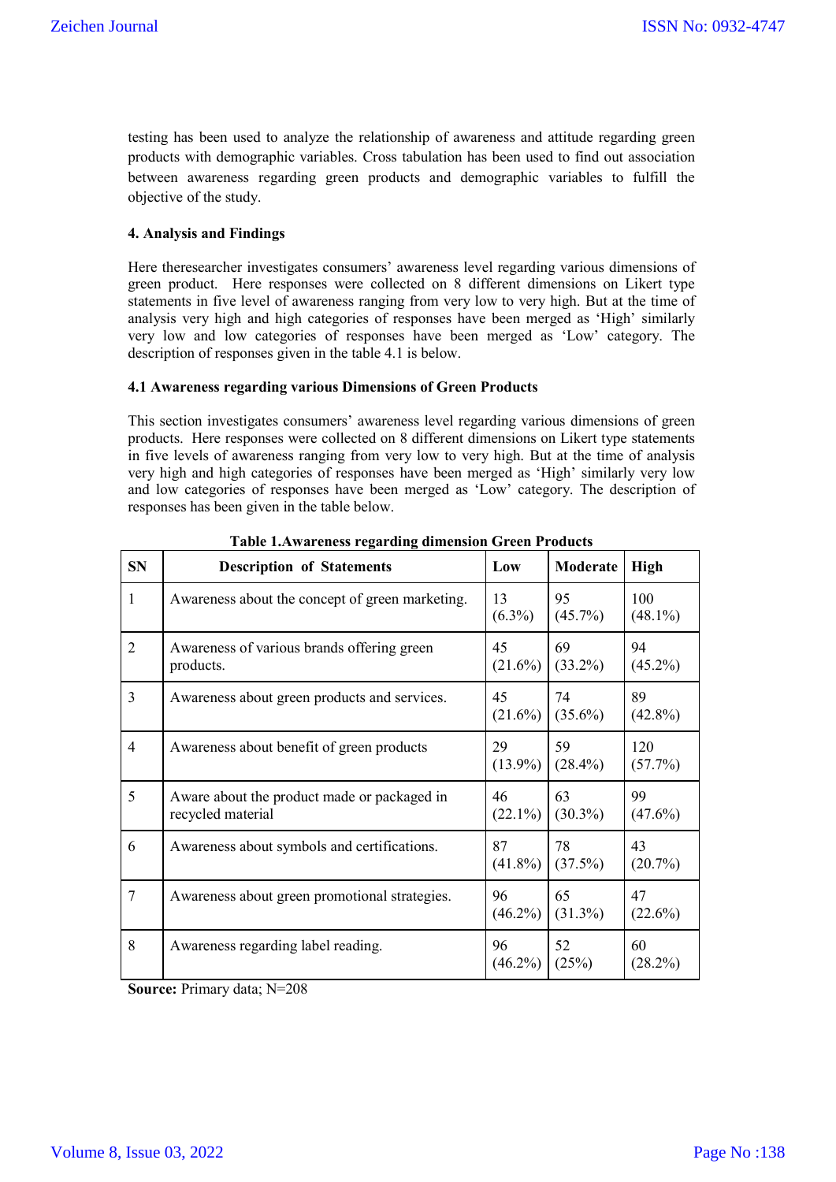testing has been used to analyze the relationship of awareness and attitude regarding green products with demographic variables. Cross tabulation has been used to find out association between awareness regarding green products and demographic variables to fulfill the objective of the study.

## 4. Analysis and Findings

Here theresearcher investigates consumers' awareness level regarding various dimensions of green product. Here responses were collected on 8 different dimensions on Likert type statements in five level of awareness ranging from very low to very high. But at the time of analysis very high and high categories of responses have been merged as 'High' similarly very low and low categories of responses have been merged as 'Low' category. The description of responses given in the table 4.1 is below.

### 4.1 Awareness regarding various Dimensions of Green Products

This section investigates consumers' awareness level regarding various dimensions of green products. Here responses were collected on 8 different dimensions on Likert type statements in five levels of awareness ranging from very low to very high. But at the time of analysis very high and high categories of responses have been merged as 'High' similarly very low and low categories of responses have been merged as 'Low' category. The description of responses has been given in the table below.

**Table 1.Awareness regarding dimension Green Products**

| SN | Description of Statements | Low | Moderate | High |
|---|---|---|---|---|
| 1 | Awareness about the concept of green marketing. | 13 (6.3%) | 95 (45.7%) | 100 (48.1%) |
| 2 | Awareness of various brands offering green products. | 45 (21.6%) | 69 (33.2%) | 94 (45.2%) |
| 3 | Awareness about green products and services. | 45 (21.6%) | 74 (35.6%) | 89 (42.8%) |
| 4 | Awareness about benefit of green products | 29 (13.9%) | 59 (28.4%) | 120 (57.7%) |
| 5 | Aware about the product made or packaged in recycled material | 46 (22.1%) | 63 (30.3%) | 99 (47.6%) |
| 6 | Awareness about symbols and certifications. | 87 (41.8%) | 78 (37.5%) | 43 (20.7%) |
| 7 | Awareness about green promotional strategies. | 96 (46.2%) | 65 (31.3%) | 47 (22.6%) |
| 8 | Awareness regarding label reading. | 96 (46.2%) | 52 (25%) | 60 (28.2%) |

**Source:** Primary data; N=208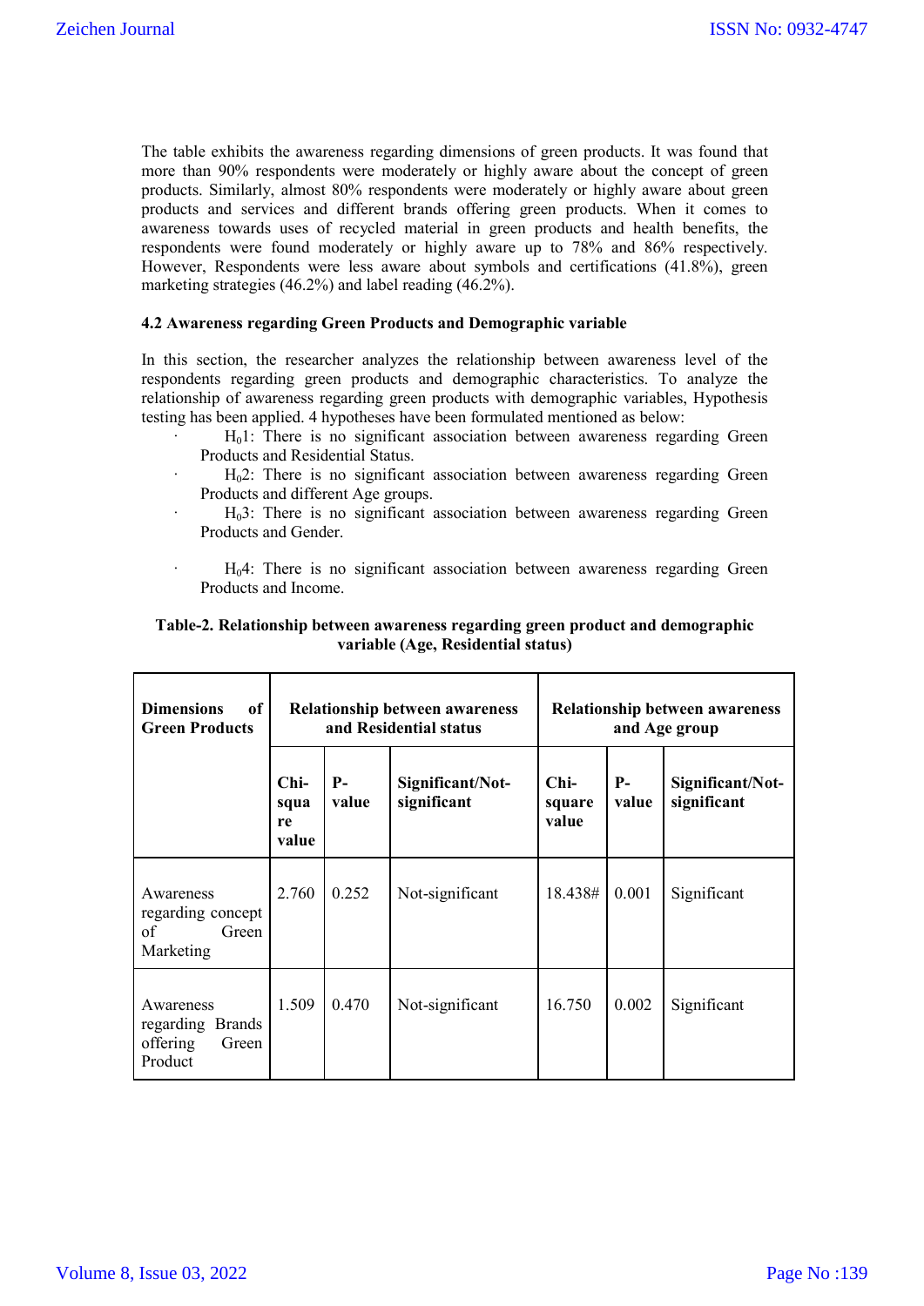The table exhibits the awareness regarding dimensions of green products. It was found that more than 90% respondents were moderately or highly aware about the concept of green products. Similarly, almost 80% respondents were moderately or highly aware about green products and services and different brands offering green products. When it comes to awareness towards uses of recycled material in green products and health benefits, the respondents were found moderately or highly aware up to 78% and 86% respectively. However, Respondents were less aware about symbols and certifications (41.8%), green marketing strategies (46.2%) and label reading (46.2%).

### 4.2 Awareness regarding Green Products and Demographic variable

In this section, the researcher analyzes the relationship between awareness level of the respondents regarding green products and demographic characteristics. To analyze the relationship of awareness regarding green products with demographic variables, Hypothesis testing has been applied. 4 hypotheses have been formulated mentioned as below:

- $H_0$1: There is no significant association between awareness regarding Green Products and Residential Status.
- $H_0$2: There is no significant association between awareness regarding Green Products and different Age groups.
- $H_0$3: There is no significant association between awareness regarding Green Products and Gender.
- $H_0$4: There is no significant association between awareness regarding Green Products and Income.

**Table-2. Relationship between awareness regarding green product and demographic variable (Age, Residential status)**

| Dimensions of Green Products | Relationship between awareness and Residential status | | | Relationship between awareness and Age group | | |
|---|---|---|---|---|---|---|
| | Chi-square value | P-value | Significant/Not-significant | Chi-square value | P-value | Significant/Not-significant |
| Awareness regarding concept of Green Marketing | 2.760 | 0.252 | Not-significant | 18.438# | 0.001 | Significant |
| Awareness regarding Brands offering Green Product | 1.509 | 0.470 | Not-significant | 16.750 | 0.002 | Significant |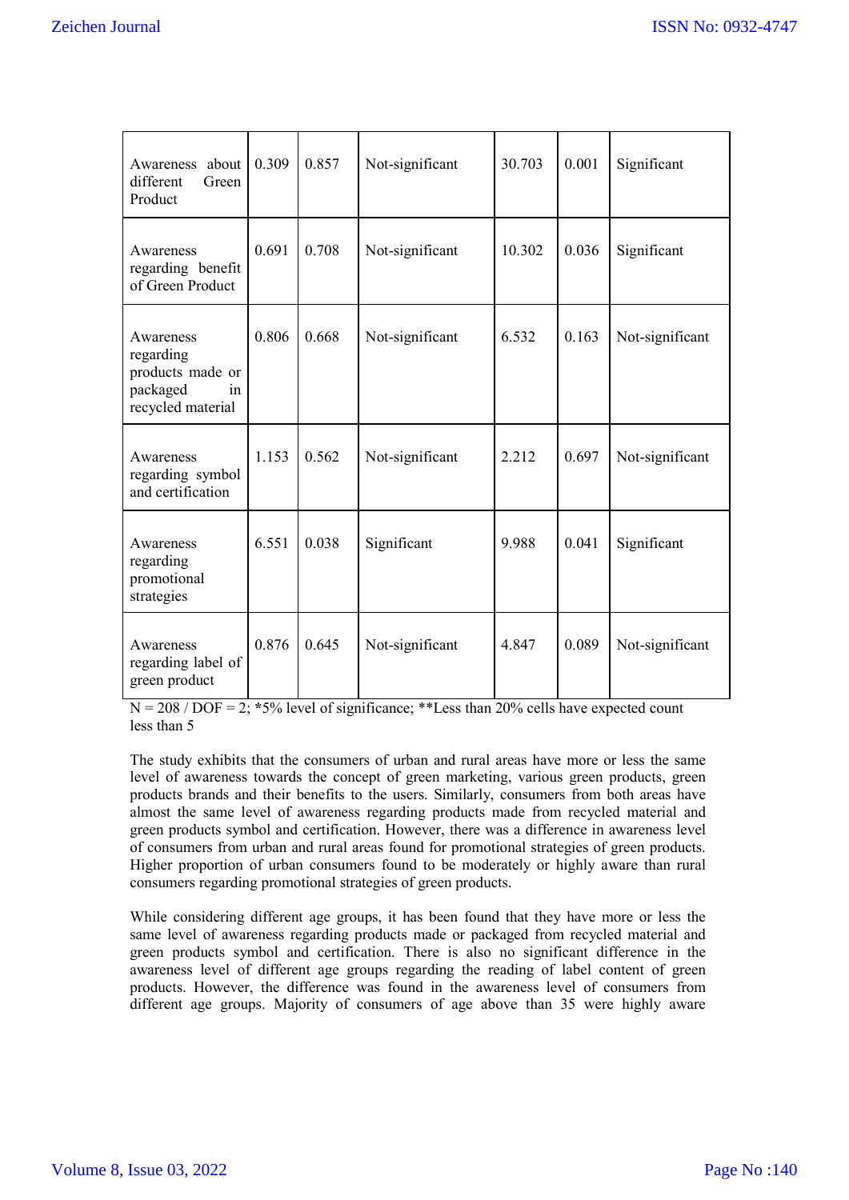| Awareness about different Green Product | 0.309 | 0.857 | Not-significant | 30.703 | 0.001 | Significant |
|---|---|---|---|---|---|---|
| Awareness regarding benefit of Green Product | 0.691 | 0.708 | Not-significant | 10.302 | 0.036 | Significant |
| Awareness regarding products made or packaged in recycled material | 0.806 | 0.668 | Not-significant | 6.532 | 0.163 | Not-significant |
| Awareness regarding symbol and certification | 1.153 | 0.562 | Not-significant | 2.212 | 0.697 | Not-significant |
| Awareness regarding promotional strategies | 6.551 | 0.038 | Significant | 9.988 | 0.041 | Significant |
| Awareness regarding label of green product | 0.876 | 0.645 | Not-significant | 4.847 | 0.089 | Not-significant |

N = 208 / DOF = 2; *5% level of significance; **Less than 20% cells have expected count less than 5

The study exhibits that the consumers of urban and rural areas have more or less the same level of awareness towards the concept of green marketing, various green products, green products brands and their benefits to the users. Similarly, consumers from both areas have almost the same level of awareness regarding products made from recycled material and green products symbol and certification. However, there was a difference in awareness level of consumers from urban and rural areas found for promotional strategies of green products. Higher proportion of urban consumers found to be moderately or highly aware than rural consumers regarding promotional strategies of green products.

While considering different age groups, it has been found that they have more or less the same level of awareness regarding products made or packaged from recycled material and green products symbol and certification. There is also no significant difference in the awareness level of different age groups regarding the reading of label content of green products. However, the difference was found in the awareness level of consumers from different age groups. Majority of consumers of age above than 35 were highly aware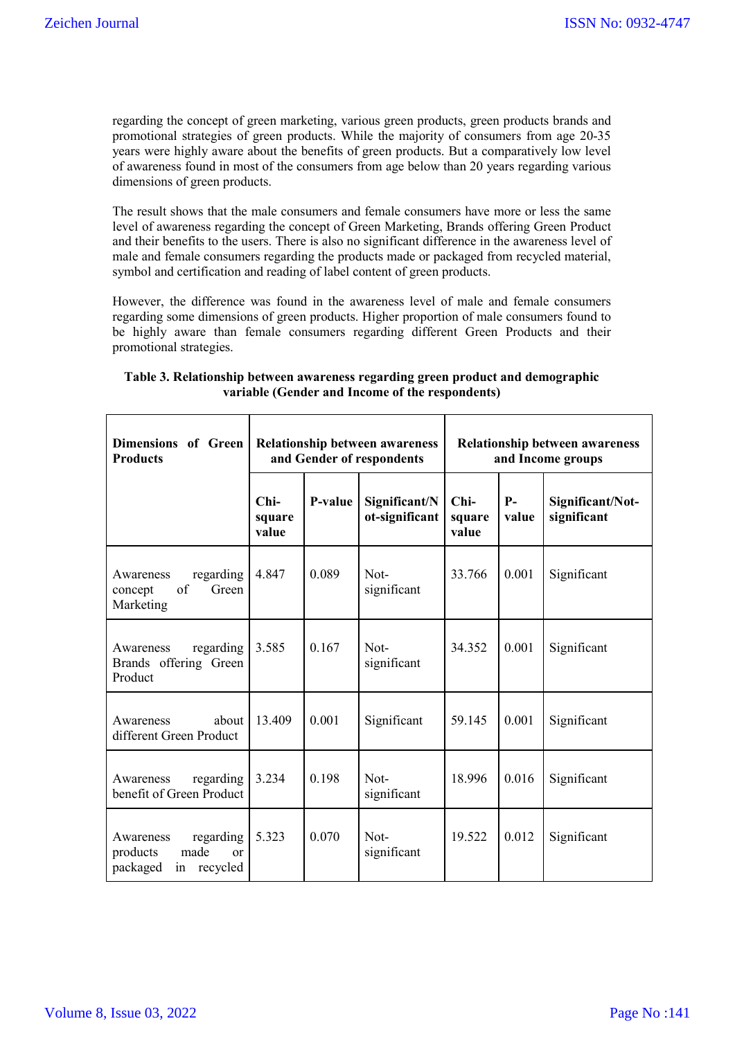regarding the concept of green marketing, various green products, green products brands and promotional strategies of green products. While the majority of consumers from age 20-35 years were highly aware about the benefits of green products. But a comparatively low level of awareness found in most of the consumers from age below than 20 years regarding various dimensions of green products.

The result shows that the male consumers and female consumers have more or less the same level of awareness regarding the concept of Green Marketing, Brands offering Green Product and their benefits to the users. There is also no significant difference in the awareness level of male and female consumers regarding the products made or packaged from recycled material, symbol and certification and reading of label content of green products.

However, the difference was found in the awareness level of male and female consumers regarding some dimensions of green products. Higher proportion of male consumers found to be highly aware than female consumers regarding different Green Products and their promotional strategies.

**Table 3. Relationship between awareness regarding green product and demographic variable (Gender and Income of the respondents)**

| Dimensions of Green Products | Relationship between awareness and Gender of respondents | | | Relationship between awareness and Income groups | | |
|---|---|---|---|---|---|---|
| | Chi-square value | P-value | Significant/Not-significant | Chi-square value | P-value | Significant/Not-significant |
| Awareness regarding concept of Green Marketing | 4.847 | 0.089 | Not-significant | 33.766 | 0.001 | Significant |
| Awareness regarding Brands offering Green Product | 3.585 | 0.167 | Not-significant | 34.352 | 0.001 | Significant |
| Awareness about different Green Product | 13.409 | 0.001 | Significant | 59.145 | 0.001 | Significant |
| Awareness regarding benefit of Green Product | 3.234 | 0.198 | Not-significant | 18.996 | 0.016 | Significant |
| Awareness regarding products made or packaged in recycled | 5.323 | 0.070 | Not-significant | 19.522 | 0.012 | Significant |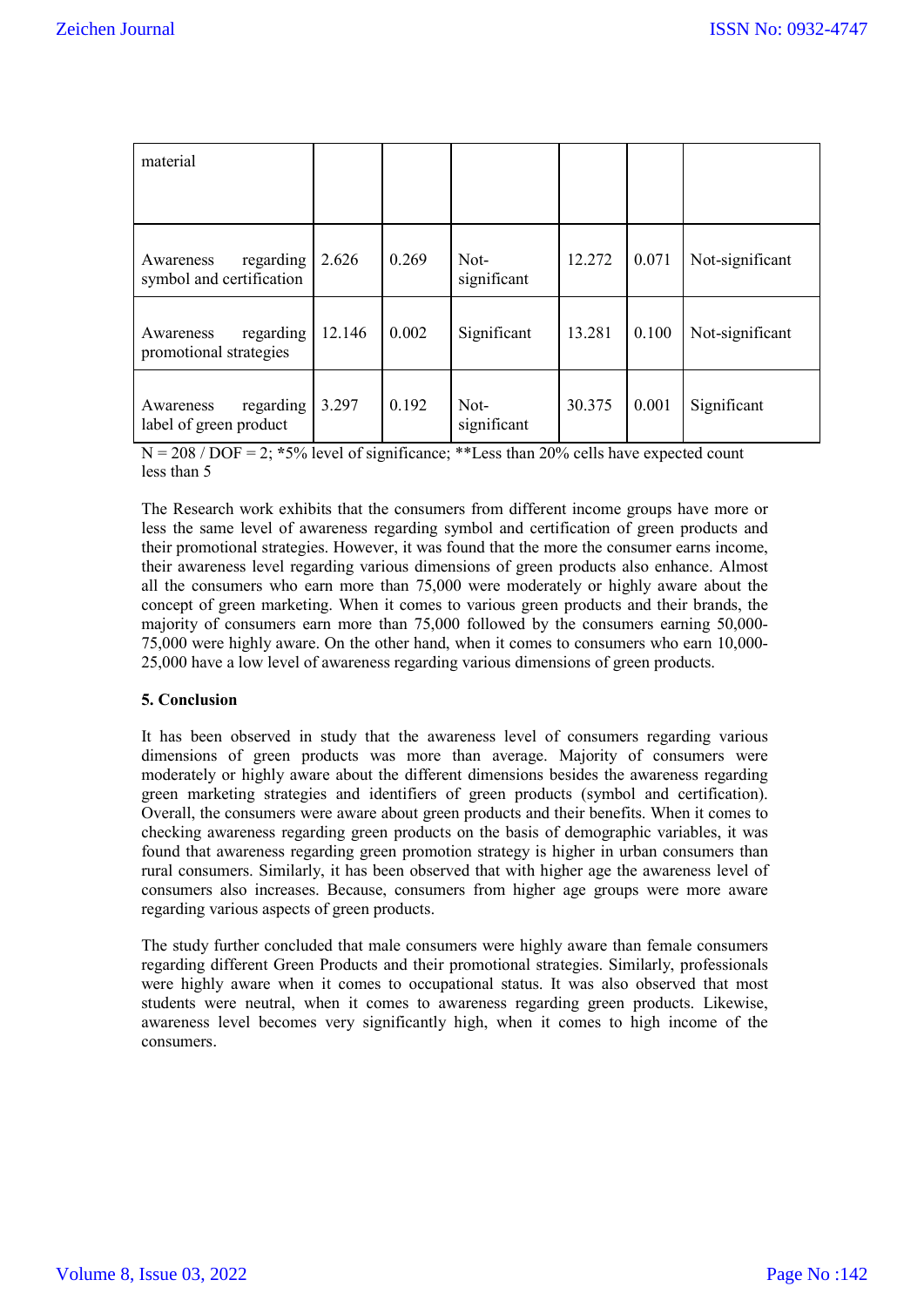| material | | | | | | |
|---|---|---|---|---|---|---|
| Awareness regarding symbol and certification | 2.626 | 0.269 | Not-significant | 12.272 | 0.071 | Not-significant |
| Awareness regarding promotional strategies | 12.146 | 0.002 | Significant | 13.281 | 0.100 | Not-significant |
| Awareness regarding label of green product | 3.297 | 0.192 | Not-significant | 30.375 | 0.001 | Significant |

N = 208 / DOF = 2; *5% level of significance; **Less than 20% cells have expected count less than 5

The Research work exhibits that the consumers from different income groups have more or less the same level of awareness regarding symbol and certification of green products and their promotional strategies. However, it was found that the more the consumer earns income, their awareness level regarding various dimensions of green products also enhance. Almost all the consumers who earn more than 75,000 were moderately or highly aware about the concept of green marketing. When it comes to various green products and their brands, the majority of consumers earn more than 75,000 followed by the consumers earning 50,000-75,000 were highly aware. On the other hand, when it comes to consumers who earn 10,000-25,000 have a low level of awareness regarding various dimensions of green products.

## 5. Conclusion

It has been observed in study that the awareness level of consumers regarding various dimensions of green products was more than average. Majority of consumers were moderately or highly aware about the different dimensions besides the awareness regarding green marketing strategies and identifiers of green products (symbol and certification). Overall, the consumers were aware about green products and their benefits. When it comes to checking awareness regarding green products on the basis of demographic variables, it was found that awareness regarding green promotion strategy is higher in urban consumers than rural consumers. Similarly, it has been observed that with higher age the awareness level of consumers also increases. Because, consumers from higher age groups were more aware regarding various aspects of green products.

The study further concluded that male consumers were highly aware than female consumers regarding different Green Products and their promotional strategies. Similarly, professionals were highly aware when it comes to occupational status. It was also observed that most students were neutral, when it comes to awareness regarding green products. Likewise, awareness level becomes very significantly high, when it comes to high income of the consumers.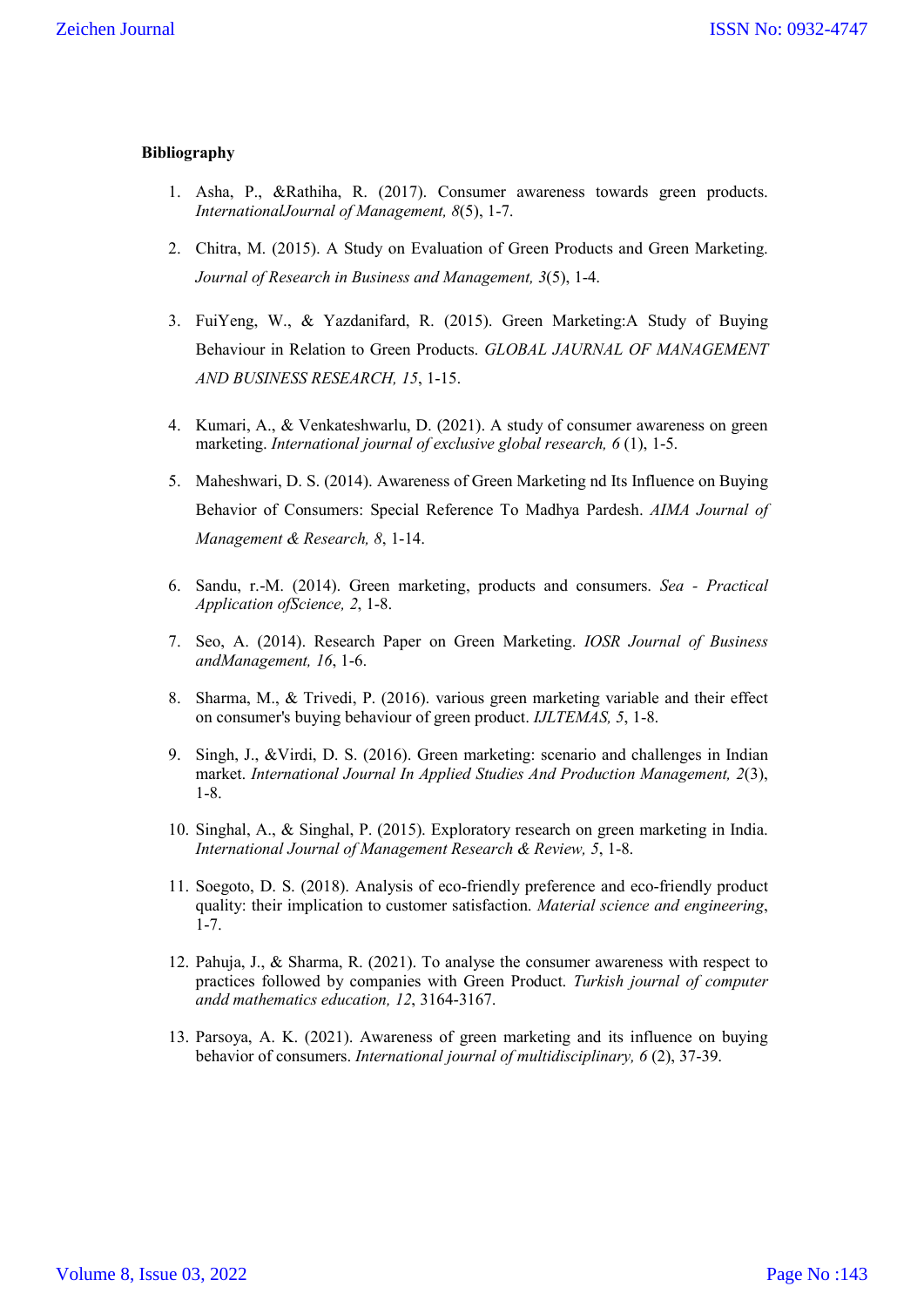**Bibliography**

1. Asha, P., &Rathiha, R. (2017). Consumer awareness towards green products. *InternationalJournal of Management, 8*(5), 1-7.
2. Chitra, M. (2015). A Study on Evaluation of Green Products and Green Marketing. *Journal of Research in Business and Management, 3*(5), 1-4.
3. FuiYeng, W., & Yazdanifard, R. (2015). Green Marketing:A Study of Buying Behaviour in Relation to Green Products. *GLOBAL JAURNAL OF MANAGEMENT AND BUSINESS RESEARCH, 15*, 1-15.
4. Kumari, A., & Venkateshwarlu, D. (2021). A study of consumer awareness on green marketing. *International journal of exclusive global research, 6* (1), 1-5.
5. Maheshwari, D. S. (2014). Awareness of Green Marketing nd Its Influence on Buying Behavior of Consumers: Special Reference To Madhya Pardesh. *AIMA Journal of Management & Research, 8*, 1-14.
6. Sandu, r.-M. (2014). Green marketing, products and consumers. *Sea - Practical Application ofScience, 2*, 1-8.
7. Seo, A. (2014). Research Paper on Green Marketing. *IOSR Journal of Business andManagement, 16*, 1-6.
8. Sharma, M., & Trivedi, P. (2016). various green marketing variable and their effect on consumer's buying behaviour of green product. *IJLTEMAS, 5*, 1-8.
9. Singh, J., &Virdi, D. S. (2016). Green marketing: scenario and challenges in Indian market. *International Journal In Applied Studies And Production Management, 2*(3), 1-8.
10. Singhal, A., & Singhal, P. (2015). Exploratory research on green marketing in India. *International Journal of Management Research & Review, 5*, 1-8.
11. Soegoto, D. S. (2018). Analysis of eco-friendly preference and eco-friendly product quality: their implication to customer satisfaction. *Material science and engineering*, 1-7.
12. Pahuja, J., & Sharma, R. (2021). To analyse the consumer awareness with respect to practices followed by companies with Green Product. *Turkish journal of computer andd mathematics education, 12*, 3164-3167.
13. Parsoya, A. K. (2021). Awareness of green marketing and its influence on buying behavior of consumers. *International journal of multidisciplinary, 6* (2), 37-39.